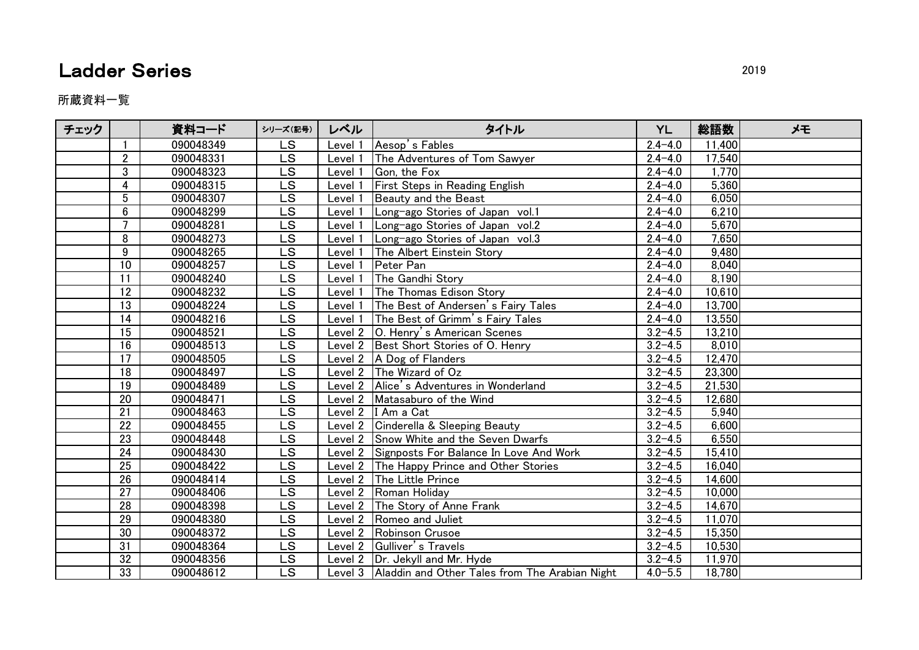# Ladder Series

2019

所蔵資料一覧

| チェック | | 資料コード | シリーズ(記号) | レベル | タイトル | YL | 総語数 | メモ |
|---|---|---|---|---|---|---|---|---|
| | 1 | 090048349 | LS | Level 1 | Aesop's Fables | 2.4-4.0 | 11,400 | |
| | 2 | 090048331 | LS | Level 1 | The Adventures of Tom Sawyer | 2.4-4.0 | 17,540 | |
| | 3 | 090048323 | LS | Level 1 | Gon, the Fox | 2.4-4.0 | 1,770 | |
| | 4 | 090048315 | LS | Level 1 | First Steps in Reading English | 2.4-4.0 | 5,360 | |
| | 5 | 090048307 | LS | Level 1 | Beauty and the Beast | 2.4-4.0 | 6,050 | |
| | 6 | 090048299 | LS | Level 1 | Long-ago Stories of Japan vol.1 | 2.4-4.0 | 6,210 | |
| | 7 | 090048281 | LS | Level 1 | Long-ago Stories of Japan vol.2 | 2.4-4.0 | 5,670 | |
| | 8 | 090048273 | LS | Level 1 | Long-ago Stories of Japan vol.3 | 2.4-4.0 | 7,650 | |
| | 9 | 090048265 | LS | Level 1 | The Albert Einstein Story | 2.4-4.0 | 9,480 | |
| | 10 | 090048257 | LS | Level 1 | Peter Pan | 2.4-4.0 | 8,040 | |
| | 11 | 090048240 | LS | Level 1 | The Gandhi Story | 2.4-4.0 | 8,190 | |
| | 12 | 090048232 | LS | Level 1 | The Thomas Edison Story | 2.4-4.0 | 10,610 | |
| | 13 | 090048224 | LS | Level 1 | The Best of Andersen's Fairy Tales | 2.4-4.0 | 13,700 | |
| | 14 | 090048216 | LS | Level 1 | The Best of Grimm's Fairy Tales | 2.4-4.0 | 13,550 | |
| | 15 | 090048521 | LS | Level 2 | O. Henry's American Scenes | 3.2-4.5 | 13,210 | |
| | 16 | 090048513 | LS | Level 2 | Best Short Stories of O. Henry | 3.2-4.5 | 8,010 | |
| | 17 | 090048505 | LS | Level 2 | A Dog of Flanders | 3.2-4.5 | 12,470 | |
| | 18 | 090048497 | LS | Level 2 | The Wizard of Oz | 3.2-4.5 | 23,300 | |
| | 19 | 090048489 | LS | Level 2 | Alice's Adventures in Wonderland | 3.2-4.5 | 21,530 | |
| | 20 | 090048471 | LS | Level 2 | Matasaburo of the Wind | 3.2-4.5 | 12,680 | |
| | 21 | 090048463 | LS | Level 2 | I Am a Cat | 3.2-4.5 | 5,940 | |
| | 22 | 090048455 | LS | Level 2 | Cinderella & Sleeping Beauty | 3.2-4.5 | 6,600 | |
| | 23 | 090048448 | LS | Level 2 | Snow White and the Seven Dwarfs | 3.2-4.5 | 6,550 | |
| | 24 | 090048430 | LS | Level 2 | Signposts For Balance In Love And Work | 3.2-4.5 | 15,410 | |
| | 25 | 090048422 | LS | Level 2 | The Happy Prince and Other Stories | 3.2-4.5 | 16,040 | |
| | 26 | 090048414 | LS | Level 2 | The Little Prince | 3.2-4.5 | 14,600 | |
| | 27 | 090048406 | LS | Level 2 | Roman Holiday | 3.2-4.5 | 10,000 | |
| | 28 | 090048398 | LS | Level 2 | The Story of Anne Frank | 3.2-4.5 | 14,670 | |
| | 29 | 090048380 | LS | Level 2 | Romeo and Juliet | 3.2-4.5 | 11,070 | |
| | 30 | 090048372 | LS | Level 2 | Robinson Crusoe | 3.2-4.5 | 15,350 | |
| | 31 | 090048364 | LS | Level 2 | Gulliver's Travels | 3.2-4.5 | 10,530 | |
| | 32 | 090048356 | LS | Level 2 | Dr. Jekyll and Mr. Hyde | 3.2-4.5 | 11,970 | |
| | 33 | 090048612 | LS | Level 3 | Aladdin and Other Tales from The Arabian Night | 4.0-5.5 | 18,780 | |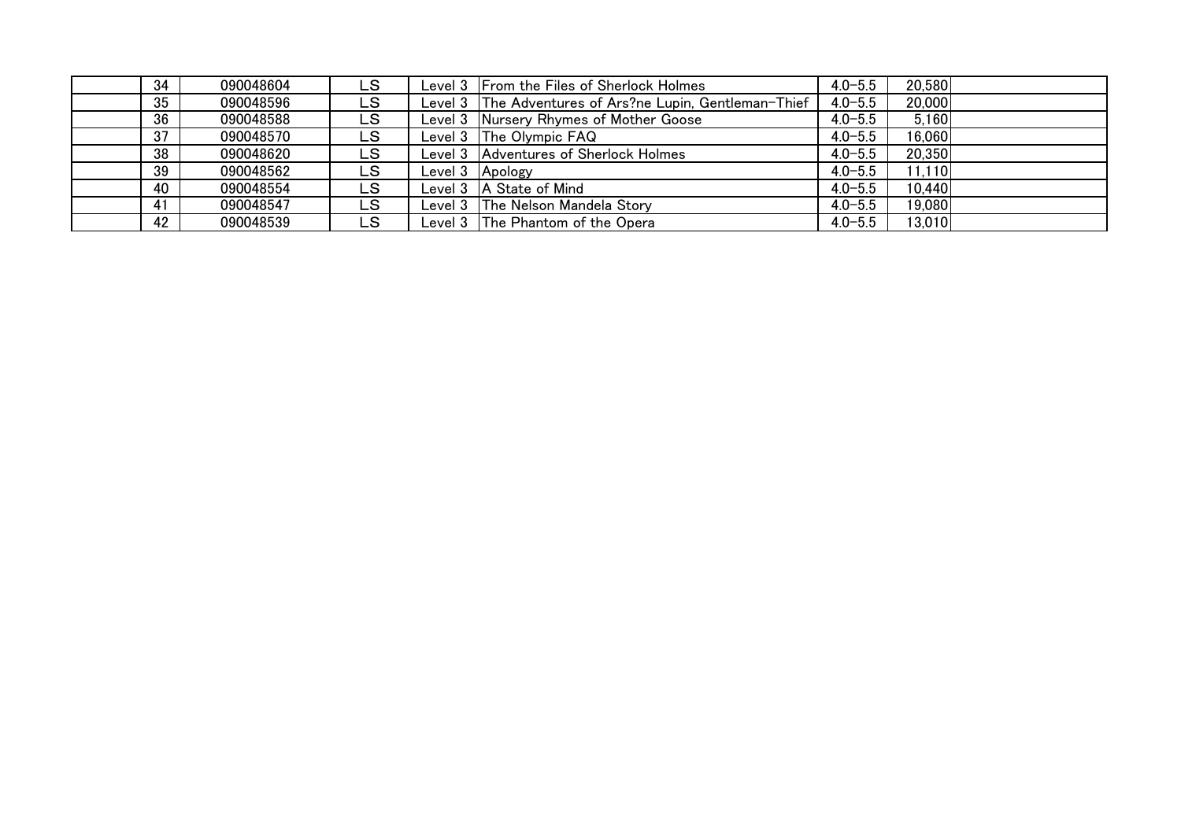| | | | | | | | | |
|---|---|---|---|---|---|---|---|---|
| | 34 | 090048604 | LS | Level 3 | From the Files of Sherlock Holmes | 4.0−5.5 | 20,580 | |
| | 35 | 090048596 | LS | Level 3 | The Adventures of Ars?ne Lupin, Gentleman−Thief | 4.0−5.5 | 20,000 | |
| | 36 | 090048588 | LS | Level 3 | Nursery Rhymes of Mother Goose | 4.0−5.5 | 5,160 | |
| | 37 | 090048570 | LS | Level 3 | The Olympic FAQ | 4.0−5.5 | 16,060 | |
| | 38 | 090048620 | LS | Level 3 | Adventures of Sherlock Holmes | 4.0−5.5 | 20,350 | |
| | 39 | 090048562 | LS | Level 3 | Apology | 4.0−5.5 | 11,110 | |
| | 40 | 090048554 | LS | Level 3 | A State of Mind | 4.0−5.5 | 10,440 | |
| | 41 | 090048547 | LS | Level 3 | The Nelson Mandela Story | 4.0−5.5 | 19,080 | |
| | 42 | 090048539 | LS | Level 3 | The Phantom of the Opera | 4.0−5.5 | 13,010 | |